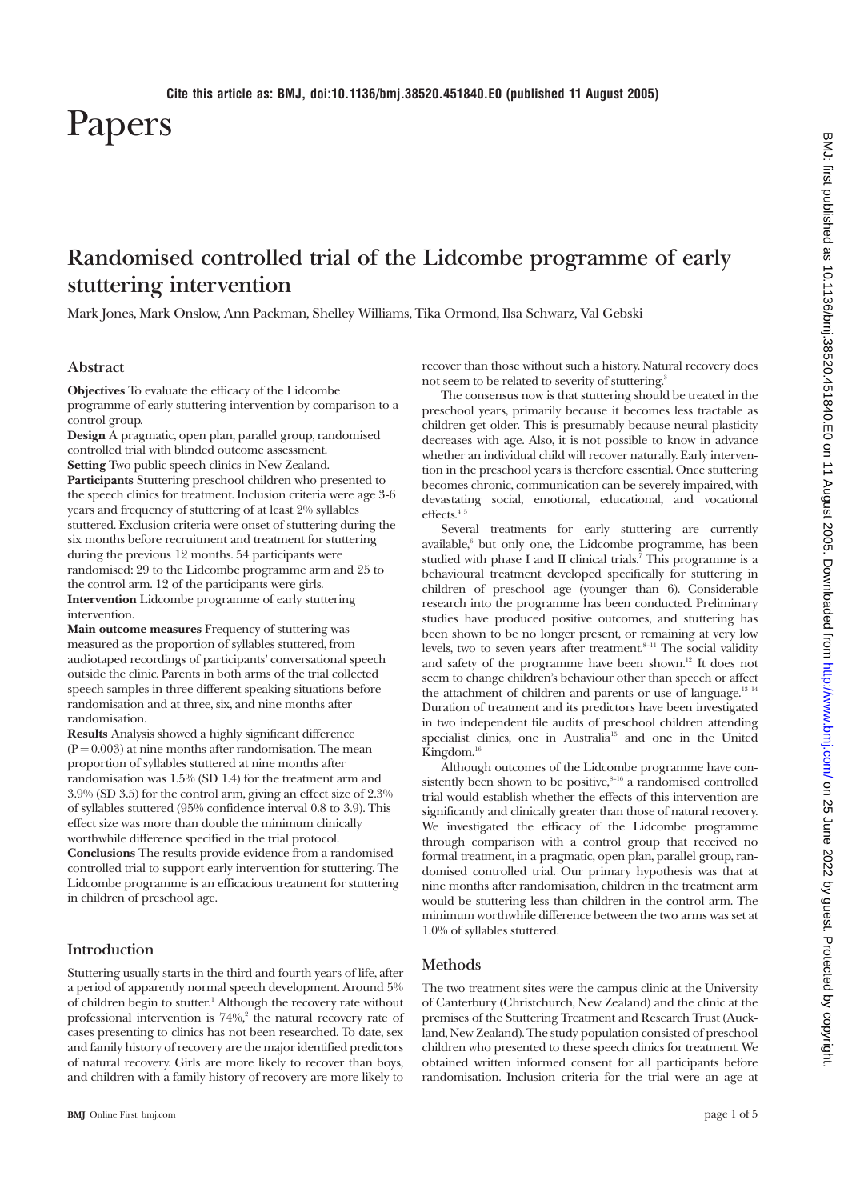# Papers

## Randomised controlled trial of the Lidcombe programme of early stuttering intervention

Mark Jones, Mark Onslow, Ann Packman, Shelley Williams, Tika Ormond, Ilsa Schwarz, Val Gebski

### Abstract

**Objectives** To evaluate the efficacy of the Lidcombe programme of early stuttering intervention by comparison to a control group.

**Design** A pragmatic, open plan, parallel group, randomised controlled trial with blinded outcome assessment.

**Setting** Two public speech clinics in New Zealand.

**Participants** Stuttering preschool children who presented to the speech clinics for treatment. Inclusion criteria were age 3-6 years and frequency of stuttering of at least 2% syllables stuttered. Exclusion criteria were onset of stuttering during the six months before recruitment and treatment for stuttering during the previous 12 months. 54 participants were randomised: 29 to the Lidcombe programme arm and 25 to the control arm. 12 of the participants were girls.

**Intervention** Lidcombe programme of early stuttering intervention.

**Main outcome measures** Frequency of stuttering was measured as the proportion of syllables stuttered, from audiotaped recordings of participants' conversational speech outside the clinic. Parents in both arms of the trial collected speech samples in three different speaking situations before randomisation and at three, six, and nine months after randomisation.

**Results** Analysis showed a highly significant difference ($P = 0.003$) at nine months after randomisation. The mean proportion of syllables stuttered at nine months after randomisation was 1.5% (SD 1.4) for the treatment arm and 3.9% (SD 3.5) for the control arm, giving an effect size of 2.3% of syllables stuttered (95% confidence interval 0.8 to 3.9). This effect size was more than double the minimum clinically worthwhile difference specified in the trial protocol.

**Conclusions** The results provide evidence from a randomised controlled trial to support early intervention for stuttering. The Lidcombe programme is an efficacious treatment for stuttering in children of preschool age.

### Introduction

Stuttering usually starts in the third and fourth years of life, after a period of apparently normal speech development. Around 5% of children begin to stutter.[1] Although the recovery rate without professional intervention is 74%,[2] the natural recovery rate of cases presenting to clinics has not been researched. To date, sex and family history of recovery are the major identified predictors of natural recovery. Girls are more likely to recover than boys, and children with a family history of recovery are more likely to recover than those without such a history. Natural recovery does not seem to be related to severity of stuttering.[3]

The consensus now is that stuttering should be treated in the preschool years, primarily because it becomes less tractable as children get older. This is presumably because neural plasticity decreases with age. Also, it is not possible to know in advance whether an individual child will recover naturally. Early intervention in the preschool years is therefore essential. Once stuttering becomes chronic, communication can be severely impaired, with devastating social, emotional, educational, and vocational effects.[4 5]

Several treatments for early stuttering are currently available,[6] but only one, the Lidcombe programme, has been studied with phase I and II clinical trials.[7] This programme is a behavioural treatment developed specifically for stuttering in children of preschool age (younger than 6). Considerable research into the programme has been conducted. Preliminary studies have produced positive outcomes, and stuttering has been shown to be no longer present, or remaining at very low levels, two to seven years after treatment.[8-11] The social validity and safety of the programme have been shown.[12] It does not seem to change children's behaviour other than speech or affect the attachment of children and parents or use of language.[13 14] Duration of treatment and its predictors have been investigated in two independent file audits of preschool children attending specialist clinics, one in Australia[15] and one in the United Kingdom.[16]

Although outcomes of the Lidcombe programme have consistently been shown to be positive,[8-16] a randomised controlled trial would establish whether the effects of this intervention are significantly and clinically greater than those of natural recovery. We investigated the efficacy of the Lidcombe programme through comparison with a control group that received no formal treatment, in a pragmatic, open plan, parallel group, randomised controlled trial. Our primary hypothesis was that at nine months after randomisation, children in the treatment arm would be stuttering less than children in the control arm. The minimum worthwhile difference between the two arms was set at 1.0% of syllables stuttered.

### Methods

The two treatment sites were the campus clinic at the University of Canterbury (Christchurch, New Zealand) and the clinic at the premises of the Stuttering Treatment and Research Trust (Auckland, New Zealand). The study population consisted of preschool children who presented to these speech clinics for treatment. We obtained written informed consent for all participants before randomisation. Inclusion criteria for the trial were an age at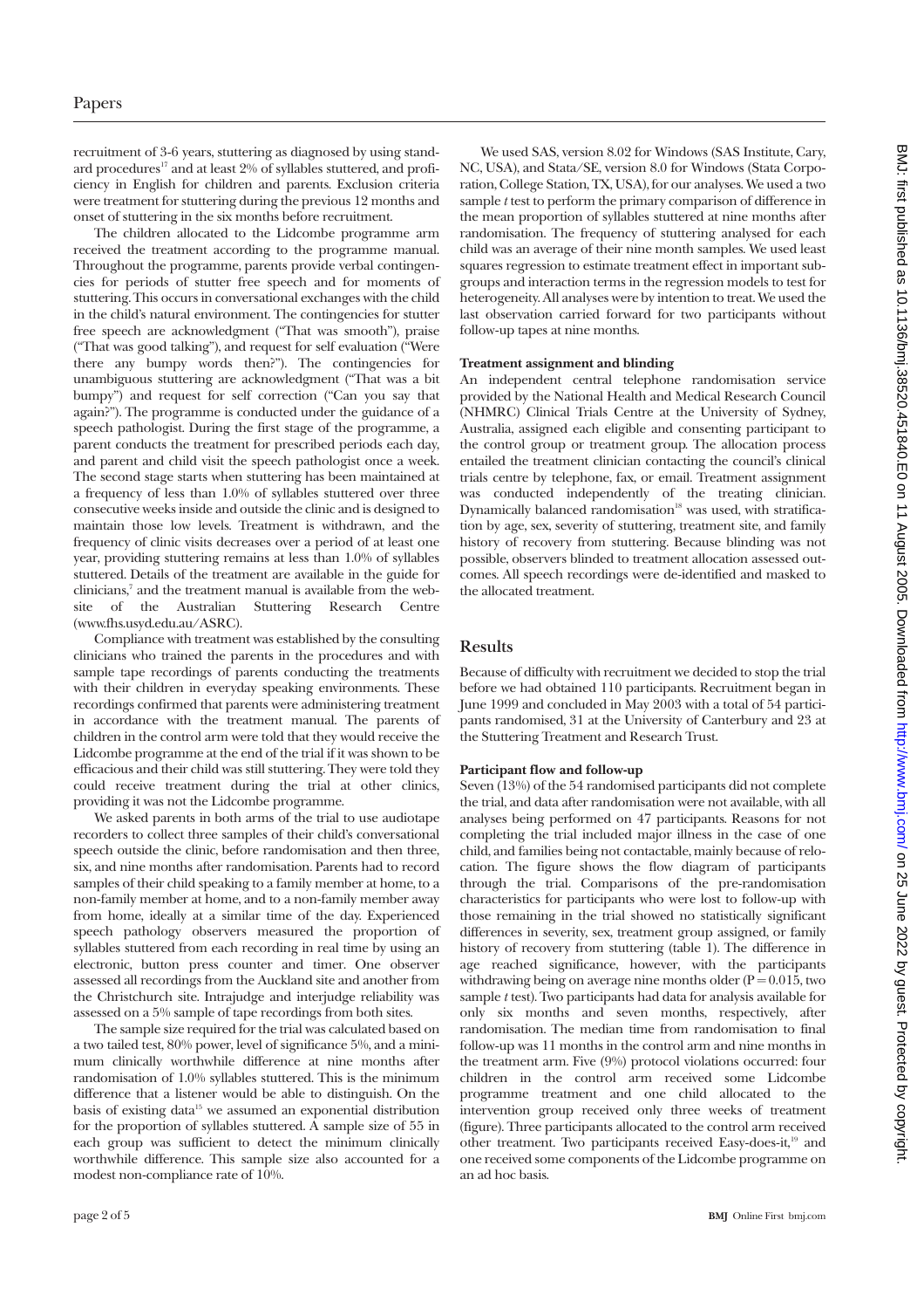recruitment of 3-6 years, stuttering as diagnosed by using standard procedures[17] and at least 2% of syllables stuttered, and proficiency in English for children and parents. Exclusion criteria were treatment for stuttering during the previous 12 months and onset of stuttering in the six months before recruitment.

The children allocated to the Lidcombe programme arm received the treatment according to the programme manual. Throughout the programme, parents provide verbal contingencies for periods of stutter free speech and for moments of stuttering. This occurs in conversational exchanges with the child in the child's natural environment. The contingencies for stutter free speech are acknowledgment ("That was smooth"), praise ("That was good talking"), and request for self evaluation ("Were there any bumpy words then?"). The contingencies for unambiguous stuttering are acknowledgment ("That was a bit bumpy") and request for self correction ("Can you say that again?"). The programme is conducted under the guidance of a speech pathologist. During the first stage of the programme, a parent conducts the treatment for prescribed periods each day, and parent and child visit the speech pathologist once a week. The second stage starts when stuttering has been maintained at a frequency of less than 1.0% of syllables stuttered over three consecutive weeks inside and outside the clinic and is designed to maintain those low levels. Treatment is withdrawn, and the frequency of clinic visits decreases over a period of at least one year, providing stuttering remains at less than 1.0% of syllables stuttered. Details of the treatment are available in the guide for clinicians,[7] and the treatment manual is available from the website of the Australian Stuttering Research Centre (www.fhs.usyd.edu.au/ASRC).

Compliance with treatment was established by the consulting clinicians who trained the parents in the procedures and with sample tape recordings of parents conducting the treatments with their children in everyday speaking environments. These recordings confirmed that parents were administering treatment in accordance with the treatment manual. The parents of children in the control arm were told that they would receive the Lidcombe programme at the end of the trial if it was shown to be efficacious and their child was still stuttering. They were told they could receive treatment during the trial at other clinics, providing it was not the Lidcombe programme.

We asked parents in both arms of the trial to use audiotape recorders to collect three samples of their child's conversational speech outside the clinic, before randomisation and then three, six, and nine months after randomisation. Parents had to record samples of their child speaking to a family member at home, to a non-family member at home, and to a non-family member away from home, ideally at a similar time of the day. Experienced speech pathology observers measured the proportion of syllables stuttered from each recording in real time by using an electronic, button press counter and timer. One observer assessed all recordings from the Auckland site and another from the Christchurch site. Intrajudge and interjudge reliability was assessed on a 5% sample of tape recordings from both sites.

The sample size required for the trial was calculated based on a two tailed test, 80% power, level of significance 5%, and a minimum clinically worthwhile difference at nine months after randomisation of 1.0% syllables stuttered. This is the minimum difference that a listener would be able to distinguish. On the basis of existing data[15] we assumed an exponential distribution for the proportion of syllables stuttered. A sample size of 55 in each group was sufficient to detect the minimum clinically worthwhile difference. This sample size also accounted for a modest non-compliance rate of 10%.

We used SAS, version 8.02 for Windows (SAS Institute, Cary, NC, USA), and Stata/SE, version 8.0 for Windows (Stata Corporation, College Station, TX, USA), for our analyses. We used a two sample *t* test to perform the primary comparison of difference in the mean proportion of syllables stuttered at nine months after randomisation. The frequency of stuttering analysed for each child was an average of their nine month samples. We used least squares regression to estimate treatment effect in important subgroups and interaction terms in the regression models to test for heterogeneity. All analyses were by intention to treat. We used the last observation carried forward for two participants without follow-up tapes at nine months.

**Treatment assignment and blinding**

An independent central telephone randomisation service provided by the National Health and Medical Research Council (NHMRC) Clinical Trials Centre at the University of Sydney, Australia, assigned each eligible and consenting participant to the control group or treatment group. The allocation process entailed the treatment clinician contacting the council's clinical trials centre by telephone, fax, or email. Treatment assignment was conducted independently of the treating clinician. Dynamically balanced randomisation[18] was used, with stratification by age, sex, severity of stuttering, treatment site, and family history of recovery from stuttering. Because blinding was not possible, observers blinded to treatment allocation assessed outcomes. All speech recordings were de-identified and masked to the allocated treatment.

## Results

Because of difficulty with recruitment we decided to stop the trial before we had obtained 110 participants. Recruitment began in June 1999 and concluded in May 2003 with a total of 54 participants randomised, 31 at the University of Canterbury and 23 at the Stuttering Treatment and Research Trust.

**Participant flow and follow-up**

Seven (13%) of the 54 randomised participants did not complete the trial, and data after randomisation were not available, with all analyses being performed on 47 participants. Reasons for not completing the trial included major illness in the case of one child, and families being not contactable, mainly because of relocation. The figure shows the flow diagram of participants through the trial. Comparisons of the pre-randomisation characteristics for participants who were lost to follow-up with those remaining in the trial showed no statistically significant differences in severity, sex, treatment group assigned, or family history of recovery from stuttering (table 1). The difference in age reached significance, however, with the participants withdrawing being on average nine months older ($P = 0.015$, two sample *t* test). Two participants had data for analysis available for only six months and seven months, respectively, after randomisation. The median time from randomisation to final follow-up was 11 months in the control arm and nine months in the treatment arm. Five (9%) protocol violations occurred: four children in the control arm received some Lidcombe programme treatment and one child allocated to the intervention group received only three weeks of treatment (figure). Three participants allocated to the control arm received other treatment. Two participants received Easy-does-it,[19] and one received some components of the Lidcombe programme on an ad hoc basis.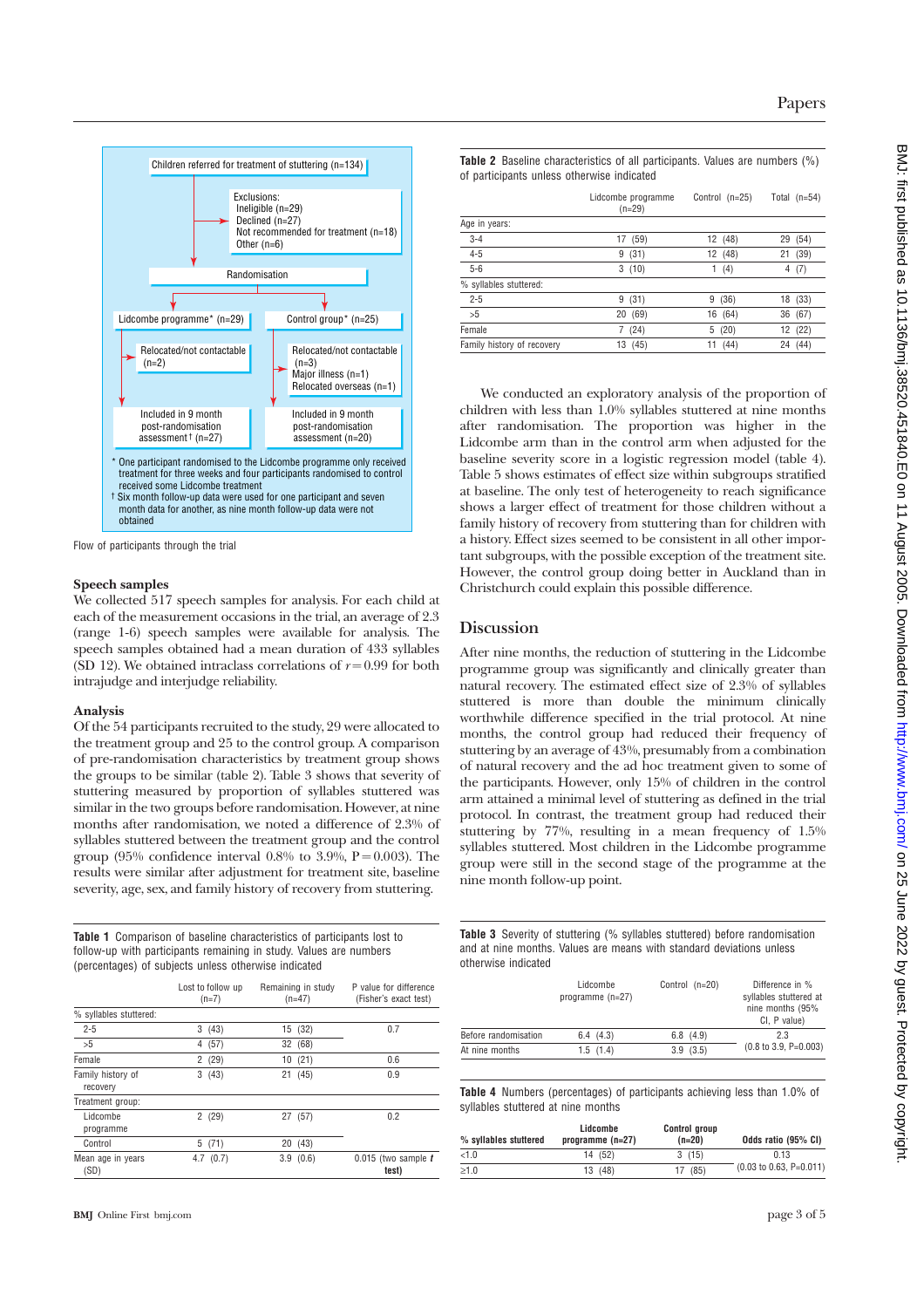Children referred for treatment of stuttering (n=134)

Exclusions:
Ineligible (n=29)
Declined (n=27)
Not recommended for treatment (n=18)
Other (n=6)

Randomisation

Lidcombe programme* (n=29)

Control group* (n=25)

Relocated/not contactable (n=2)

Relocated/not contactable (n=3)
Major illness (n=1)
Relocated overseas (n=1)

Included in 9 month post-randomisation assessment† (n=27)

Included in 9 month post-randomisation assessment (n=20)

\* One participant randomised to the Lidcombe programme only received treatment for three weeks and four participants randomised to control received some Lidcombe treatment
† Six month follow-up data were used for one participant and seven month data for another, as nine month follow-up data were not obtained

Flow of participants through the trial

### Speech samples

We collected 517 speech samples for analysis. For each child at each of the measurement occasions in the trial, an average of 2.3 (range 1-6) speech samples were available for analysis. The speech samples obtained had a mean duration of 433 syllables (SD 12). We obtained intraclass correlations of $r=0.99$ for both intrajudge and interjudge reliability.

### Analysis

Of the 54 participants recruited to the study, 29 were allocated to the treatment group and 25 to the control group. A comparison of pre-randomisation characteristics by treatment group shows the groups to be similar (table 2). Table 3 shows that severity of stuttering measured by proportion of syllables stuttered was similar in the two groups before randomisation. However, at nine months after randomisation, we noted a difference of 2.3% of syllables stuttered between the treatment group and the control group (95% confidence interval 0.8% to 3.9%, P = 0.003). The results were similar after adjustment for treatment site, baseline severity, age, sex, and family history of recovery from stuttering.

**Table 1** Comparison of baseline characteristics of participants lost to follow-up with participants remaining in study. Values are numbers (percentages) of subjects unless otherwise indicated

| | Lost to follow up (n=7) | Remaining in study (n=47) | P value for difference (Fisher's exact test) |
|---|---|---|---|
| % syllables stuttered: | | | |
| 2-5 | 3 (43) | 15 (32) | 0.7 |
| >5 | 4 (57) | 32 (68) | |
| Female | 2 (29) | 10 (21) | 0.6 |
| Family history of recovery | 3 (43) | 21 (45) | 0.9 |
| Treatment group: | | | |
| Lidcombe programme | 2 (29) | 27 (57) | 0.2 |
| Control | 5 (71) | 20 (43) | |
| Mean age in years (SD) | 4.7 (0.7) | 3.9 (0.6) | 0.015 (two sample *t* test) |

**Table 2** Baseline characteristics of all participants. Values are numbers (%) of participants unless otherwise indicated

| | Lidcombe programme (n=29) | Control (n=25) | Total (n=54) |
|---|---|---|---|
| Age in years: | | | |
| 3-4 | 17 (59) | 12 (48) | 29 (54) |
| 4-5 | 9 (31) | 12 (48) | 21 (39) |
| 5-6 | 3 (10) | 1 (4) | 4 (7) |
| % syllables stuttered: | | | |
| 2-5 | 9 (31) | 9 (36) | 18 (33) |
| >5 | 20 (69) | 16 (64) | 36 (67) |
| Female | 7 (24) | 5 (20) | 12 (22) |
| Family history of recovery | 13 (45) | 11 (44) | 24 (44) |

We conducted an exploratory analysis of the proportion of children with less than 1.0% syllables stuttered at nine months after randomisation. The proportion was higher in the Lidcombe arm than in the control arm when adjusted for the baseline severity score in a logistic regression model (table 4). Table 5 shows estimates of effect size within subgroups stratified at baseline. The only test of heterogeneity to reach significance shows a larger effect of treatment for those children without a family history of recovery from stuttering than for children with a history. Effect sizes seemed to be consistent in all other important subgroups, with the possible exception of the treatment site. However, the control group doing better in Auckland than in Christchurch could explain this possible difference.

## Discussion

After nine months, the reduction of stuttering in the Lidcombe programme group was significantly and clinically greater than natural recovery. The estimated effect size of 2.3% of syllables stuttered is more than double the minimum clinically worthwhile difference specified in the trial protocol. At nine months, the control group had reduced their frequency of stuttering by an average of 43%, presumably from a combination of natural recovery and the ad hoc treatment given to some of the participants. However, only 15% of children in the control arm attained a minimal level of stuttering as defined in the trial protocol. In contrast, the treatment group had reduced their stuttering by 77%, resulting in a mean frequency of 1.5% syllables stuttered. Most children in the Lidcombe programme group were still in the second stage of the programme at the nine month follow-up point.

**Table 3** Severity of stuttering (% syllables stuttered) before randomisation and at nine months. Values are means with standard deviations unless otherwise indicated

| | Lidcombe programme (n=27) | Control (n=20) | Difference in % syllables stuttered at nine months (95% CI, P value) |
|---|---|---|---|
| Before randomisation | 6.4 (4.3) | 6.8 (4.9) | 2.3 (0.8 to 3.9, P=0.003) |
| At nine months | 1.5 (1.4) | 3.9 (3.5) | |

**Table 4** Numbers (percentages) of participants achieving less than 1.0% of syllables stuttered at nine months

| % syllables stuttered | Lidcombe programme (n=27) | Control group (n=20) | Odds ratio (95% CI) |
|---|---|---|---|
| <1.0 | 14 (52) | 3 (15) | 0.13 (0.03 to 0.63, P=0.011) |
| ≥1.0 | 13 (48) | 17 (85) | |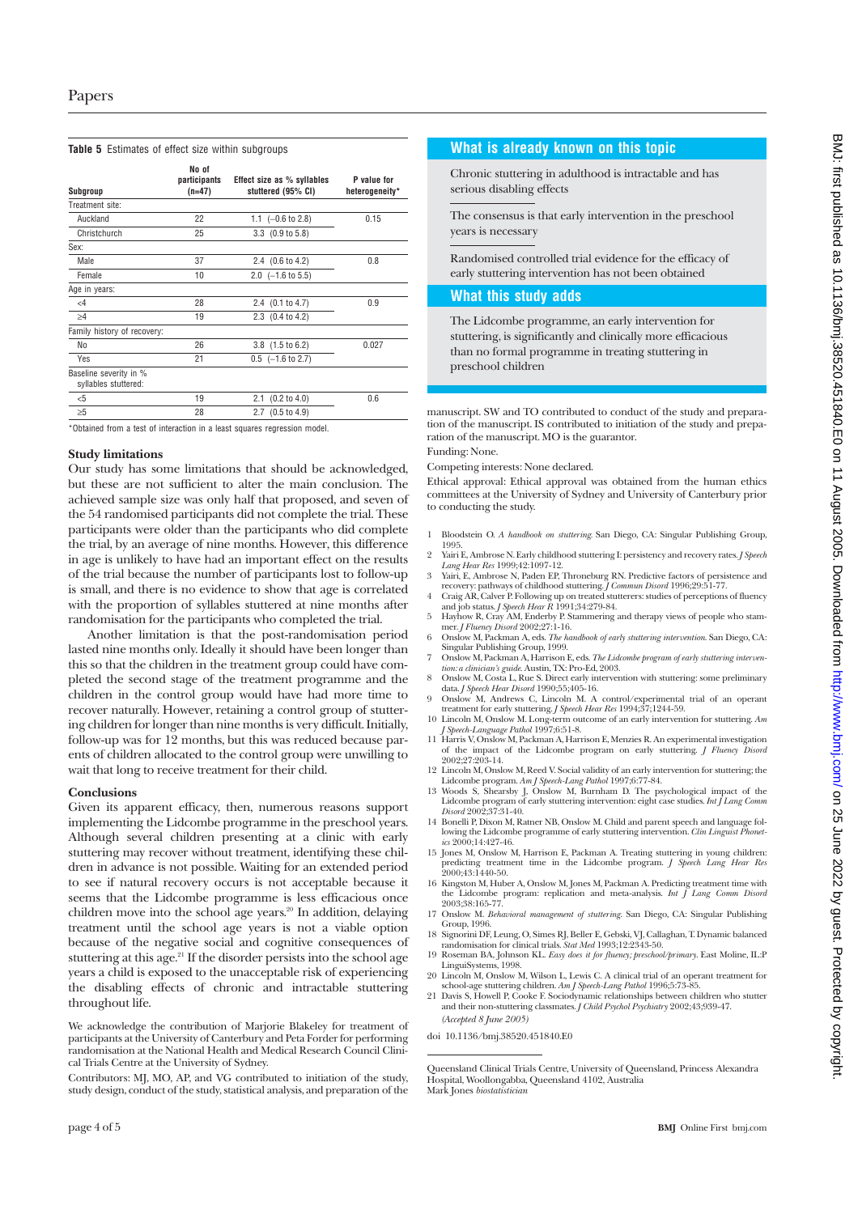**Table 5** Estimates of effect size within subgroups

| Subgroup | No of participants (n=47) | Effect size as % syllables stuttered (95% CI) | P value for heterogeneity* |
|---|---|---|---|
| Treatment site: | | | |
| Auckland | 22 | 1.1 (−0.6 to 2.8) | 0.15 |
| Christchurch | 25 | 3.3 (0.9 to 5.8) | |
| Sex: | | | |
| Male | 37 | 2.4 (0.6 to 4.2) | 0.8 |
| Female | 10 | 2.0 (−1.6 to 5.5) | |
| Age in years: | | | |
| <4 | 28 | 2.4 (0.1 to 4.7) | 0.9 |
| ≥4 | 19 | 2.3 (0.4 to 4.2) | |
| Family history of recovery: | | | |
| No | 26 | 3.8 (1.5 to 6.2) | 0.027 |
| Yes | 21 | 0.5 (−1.6 to 2.7) | |
| Baseline severity in % syllables stuttered: | | | |
| <5 | 19 | 2.1 (0.2 to 4.0) | 0.6 |
| ≥5 | 28 | 2.7 (0.5 to 4.9) | |

*Obtained from a test of interaction in a least squares regression model.

### Study limitations

Our study has some limitations that should be acknowledged, but these are not sufficient to alter the main conclusion. The achieved sample size was only half that proposed, and seven of the 54 randomised participants did not complete the trial. These participants were older than the participants who did complete the trial, by an average of nine months. However, this difference in age is unlikely to have had an important effect on the results of the trial because the number of participants lost to follow-up is small, and there is no evidence to show that age is correlated with the proportion of syllables stuttered at nine months after randomisation for the participants who completed the trial.

Another limitation is that the post-randomisation period lasted nine months only. Ideally it should have been longer than this so that the children in the treatment group could have completed the second stage of the treatment programme and the children in the control group would have had more time to recover naturally. However, retaining a control group of stuttering children for longer than nine months is very difficult. Initially, follow-up was for 12 months, but this was reduced because parents of children allocated to the control group were unwilling to wait that long to receive treatment for their child.

### Conclusions

Given its apparent efficacy, then, numerous reasons support implementing the Lidcombe programme in the preschool years. Although several children presenting at a clinic with early stuttering may recover without treatment, identifying these children in advance is not possible. Waiting for an extended period to see if natural recovery occurs is not acceptable because it seems that the Lidcombe programme is less efficacious once children move into the school age years.[20] In addition, delaying treatment until the school age years is not a viable option because of the negative social and cognitive consequences of stuttering at this age.[21] If the disorder persists into the school age years a child is exposed to the unacceptable risk of experiencing the disabling effects of chronic and intractable stuttering throughout life.

We acknowledge the contribution of Marjorie Blakeley for treatment of participants at the University of Canterbury and Peta Forder for performing randomisation at the National Health and Medical Research Council Clinical Trials Centre at the University of Sydney.

Contributors: MJ, MO, AP, and VG contributed to initiation of the study, study design, conduct of the study, statistical analysis, and preparation of the manuscript. SW and TO contributed to conduct of the study and preparation of the manuscript. IS contributed to initiation of the study and preparation of the manuscript. MO is the guarantor.

Funding: None.

Competing interests: None declared.

Ethical approval: Ethical approval was obtained from the human ethics committees at the University of Sydney and University of Canterbury prior to conducting the study.

## What is already known on this topic

Chronic stuttering in adulthood is intractable and has serious disabling effects

The consensus is that early intervention in the preschool years is necessary

Randomised controlled trial evidence for the efficacy of early stuttering intervention has not been obtained

## What this study adds

The Lidcombe programme, an early intervention for stuttering, is significantly and clinically more efficacious than no formal programme in treating stuttering in preschool children

1. Bloodstein O. *A handbook on stuttering*. San Diego, CA: Singular Publishing Group, 1995.
2. Yairi E, Ambrose N. Early childhood stuttering I: persistency and recovery rates. *J Speech Lang Hear Res* 1999;42:1097-12.
3. Yairi, E, Ambrose N, Paden EP, Throneburg RN. Predictive factors of persistence and recovery: pathways of childhood stuttering. *J Commun Disord* 1996;29:51-77.
4. Craig AR, Calver P. Following up on treated stutterers: studies of perceptions of fluency and job status. *J Speech Hear R* 1991;34:279-84.
5. Hayhow R, Cray AM, Enderby P. Stammering and therapy views of people who stammer. *J Fluency Disord* 2002;27:1-16.
6. Onslow M, Packman A, eds. *The handbook of early stuttering intervention*. San Diego, CA: Singular Publishing Group, 1999.
7. Onslow M, Packman A, Harrison E, eds. *The Lidcombe program of early stuttering intervention: a clinician's guide*. Austin, TX: Pro-Ed, 2003.
8. Onslow M, Costa L, Rue S. Direct early intervention with stuttering: some preliminary data. *J Speech Hear Disord* 1990;55;405-16.
9. Onslow M, Andrews C, Lincoln M. A control/experimental trial of an operant treatment for early stuttering. *J Speech Hear Res* 1994;37;1244-59.
10. Lincoln M, Onslow M. Long-term outcome of an early intervention for stuttering. *Am J Speech-Language Pathol* 1997;6:51-8.
11. Harris V, Onslow M, Packman A, Harrison E, Menzies R. An experimental investigation of the impact of the Lidcombe program on early stuttering. *J Fluency Disord* 2002;27:203-14.
12. Lincoln M, Onslow M, Reed V. Social validity of an early intervention for stuttering; the Lidcombe program. *Am J Speech-Lang Pathol* 1997;6:77-84.
13. Woods S, Shearsby J, Onslow M, Burnham D. The psychological impact of the Lidcombe program of early stuttering intervention: eight case studies. *Int J Lang Comm Disord* 2002;37:31-40.
14. Bonelli P, Dixon M, Ratner NB, Onslow M. Child and parent speech and language following the Lidcombe programme of early stuttering intervention. *Clin Linguist Phonetics* 2000;14:427-46.
15. Jones M, Onslow M, Harrison E, Packman A. Treating stuttering in young children: predicting treatment time in the Lidcombe program. *J Speech Lang Hear Res* 2000;43:1440-50.
16. Kingston M, Huber A, Onslow M, Jones M, Packman A. Predicting treatment time with the Lidcombe program: replication and meta-analysis. *Int J Lang Comm Disord* 2003;38:165-77.
17. Onslow M. *Behavioral management of stuttering*. San Diego, CA: Singular Publishing Group, 1996.
18. Signorini DF, Leung, O, Simes RJ, Beller E, Gebski, VJ, Callaghan, T. Dynamic balanced randomisation for clinical trials. *Stat Med* 1993;12:2343-50.
19. Roseman BA, Johnson KL. *Easy does it for fluency; preschool/primary*. East Moline, IL:P LinguiSystems, 1998.
20. Lincoln M, Onslow M, Wilson L, Lewis C. A clinical trial of an operant treatment for school-age stuttering children. *Am J Speech-Lang Pathol* 1996;5:73-85.
21. Davis S, Howell P, Cooke F. Sociodynamic relationships between children who stutter and their non-stuttering classmates. *J Child Psychol Psychiatry* 2002;43;939-47.

*(Accepted 8 June 2005)*

doi 10.1136/bmj.38520.451840.E0

Queensland Clinical Trials Centre, University of Queensland, Princess Alexandra Hospital, Woollongabba, Queensland 4102, Australia
Mark Jones *biostatistician*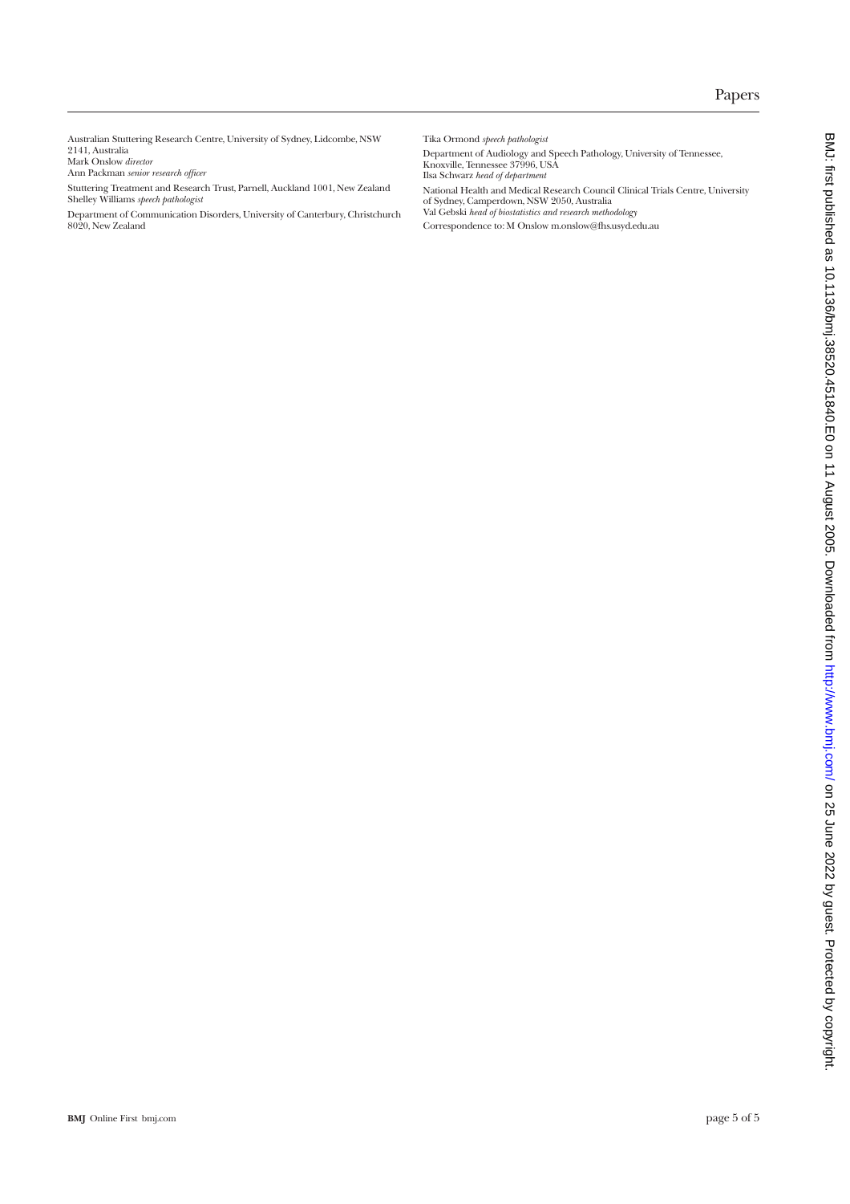Australian Stuttering Research Centre, University of Sydney, Lidcombe, NSW 2141, Australia
Mark Onslow *director*
Ann Packman *senior research officer*

Stuttering Treatment and Research Trust, Parnell, Auckland 1001, New Zealand
Shelley Williams *speech pathologist*

Department of Communication Disorders, University of Canterbury, Christchurch 8020, New Zealand

Tika Ormond *speech pathologist*

Department of Audiology and Speech Pathology, University of Tennessee, Knoxville, Tennessee 37996, USA
Ilsa Schwarz *head of department*

National Health and Medical Research Council Clinical Trials Centre, University of Sydney, Camperdown, NSW 2050, Australia
Val Gebski *head of biostatistics and research methodology*

Correspondence to: M Onslow m.onslow@fhs.usyd.edu.au